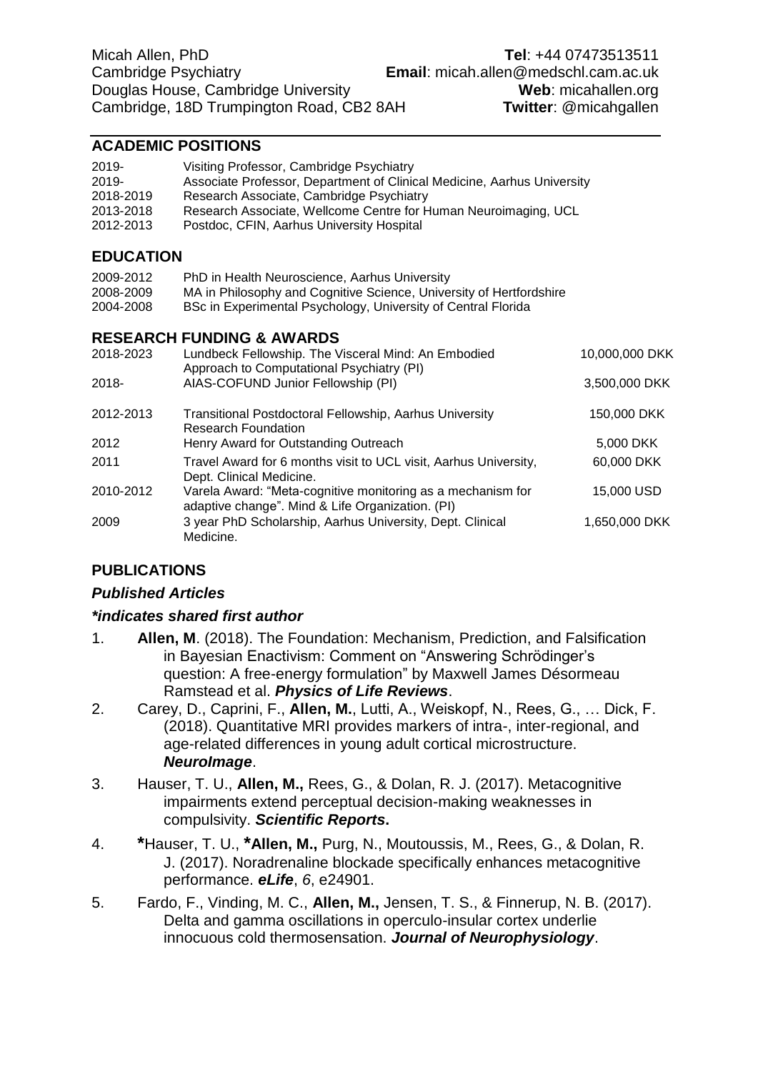Micah Allen, PhD
Cambridge Psychiatry
Douglas House, Cambridge University
Cambridge, 18D Trumpington Road, CB2 8AH

**Tel**: +44 07473513511
**Email**: micah.allen@medschl.cam.ac.uk
**Web**: micahallen.org
**Twitter**: @micahgallen

## ACADEMIC POSITIONS

| | |
|---|---|
| 2019- | Visiting Professor, Cambridge Psychiatry |
| 2019- | Associate Professor, Department of Clinical Medicine, Aarhus University |
| 2018-2019 | Research Associate, Cambridge Psychiatry |
| 2013-2018 | Research Associate, Wellcome Centre for Human Neuroimaging, UCL |
| 2012-2013 | Postdoc, CFIN, Aarhus University Hospital |

## EDUCATION

| | |
|---|---|
| 2009-2012 | PhD in Health Neuroscience, Aarhus University |
| 2008-2009 | MA in Philosophy and Cognitive Science, University of Hertfordshire |
| 2004-2008 | BSc in Experimental Psychology, University of Central Florida |

## RESEARCH FUNDING & AWARDS

| | | |
|---|---|---|
| 2018-2023 | Lundbeck Fellowship. The Visceral Mind: An Embodied Approach to Computational Psychiatry (PI) | 10,000,000 DKK |
| 2018- | AIAS-COFUND Junior Fellowship (PI) | 3,500,000 DKK |
| 2012-2013 | Transitional Postdoctoral Fellowship, Aarhus University Research Foundation | 150,000 DKK |
| 2012 | Henry Award for Outstanding Outreach | 5,000 DKK |
| 2011 | Travel Award for 6 months visit to UCL visit, Aarhus University, Dept. Clinical Medicine. | 60,000 DKK |
| 2010-2012 | Varela Award: "Meta-cognitive monitoring as a mechanism for adaptive change". Mind & Life Organization. (PI) | 15,000 USD |
| 2009 | 3 year PhD Scholarship, Aarhus University, Dept. Clinical Medicine. | 1,650,000 DKK |

## PUBLICATIONS

### *Published Articles*

***indicates shared first author***

1. **Allen, M**. (2018). The Foundation: Mechanism, Prediction, and Falsification in Bayesian Enactivism: Comment on "Answering Schrödinger's question: A free-energy formulation" by Maxwell James Désormeau Ramstead et al. ***Physics of Life Reviews***.
2. Carey, D., Caprini, F., **Allen, M.**, Lutti, A., Weiskopf, N., Rees, G., … Dick, F. (2018). Quantitative MRI provides markers of intra-, inter-regional, and age-related differences in young adult cortical microstructure. ***NeuroImage***.
3. Hauser, T. U., **Allen, M.,** Rees, G., & Dolan, R. J. (2017). Metacognitive impairments extend perceptual decision-making weaknesses in compulsivity. ***Scientific Reports*.**
4. **\***Hauser, T. U., **\*Allen, M.,** Purg, N., Moutoussis, M., Rees, G., & Dolan, R. J. (2017). Noradrenaline blockade specifically enhances metacognitive performance. ***eLife***, *6*, e24901.
5. Fardo, F., Vinding, M. C., **Allen, M.,** Jensen, T. S., & Finnerup, N. B. (2017). Delta and gamma oscillations in operculo-insular cortex underlie innocuous cold thermosensation. ***Journal of Neurophysiology***.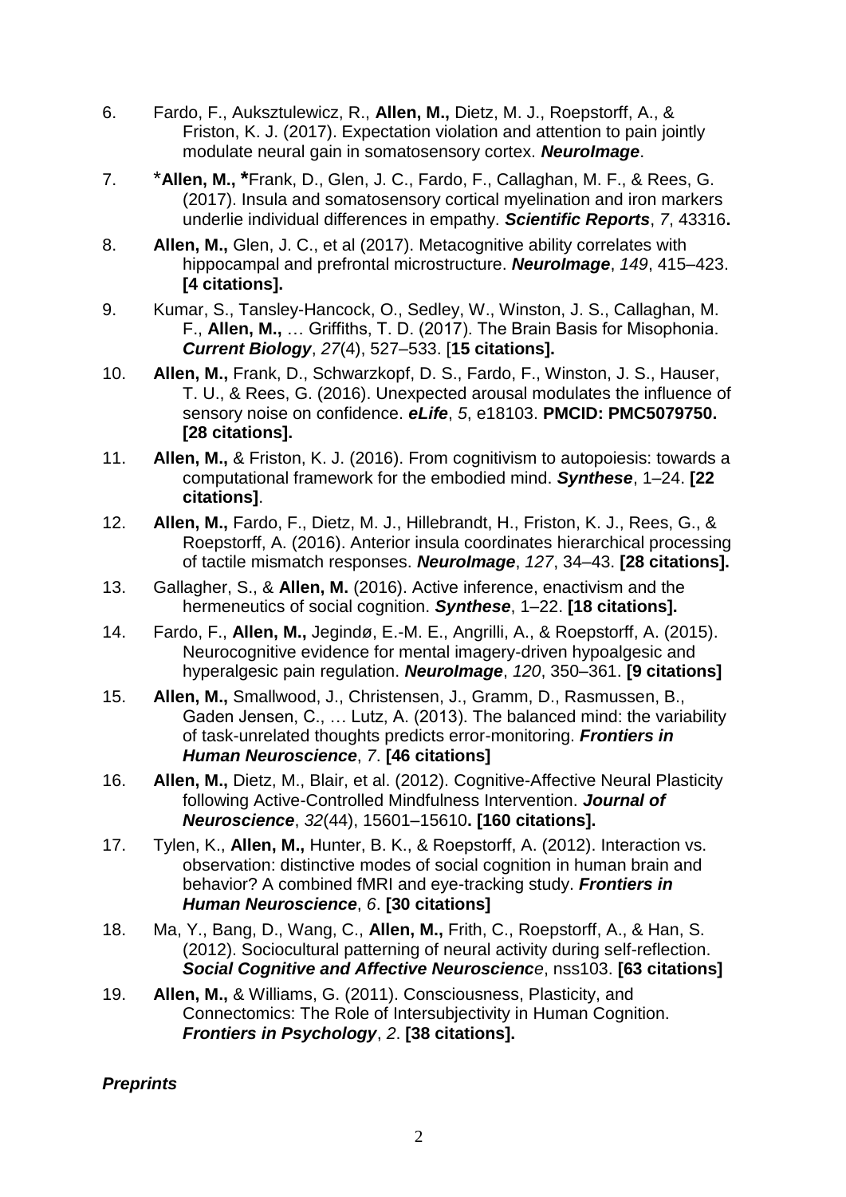6. Fardo, F., Auksztulewicz, R., **Allen, M.,** Dietz, M. J., Roepstorff, A., & Friston, K. J. (2017). Expectation violation and attention to pain jointly modulate neural gain in somatosensory cortex. ***NeuroImage***.

7. ***Allen, M., ***Frank, D., Glen, J. C., Fardo, F., Callaghan, M. F., & Rees, G. (2017). Insula and somatosensory cortical myelination and iron markers underlie individual differences in empathy. ***Scientific Reports***, *7*, 43316**.**

8. **Allen, M.,** Glen, J. C., et al (2017). Metacognitive ability correlates with hippocampal and prefrontal microstructure. ***NeuroImage***, *149*, 415–423. **[4 citations].**

9. Kumar, S., Tansley-Hancock, O., Sedley, W., Winston, J. S., Callaghan, M. F., **Allen, M.,** … Griffiths, T. D. (2017). The Brain Basis for Misophonia. ***Current Biology***, *27*(4), 527–533. [**15 citations].**

10. **Allen, M.,** Frank, D., Schwarzkopf, D. S., Fardo, F., Winston, J. S., Hauser, T. U., & Rees, G. (2016). Unexpected arousal modulates the influence of sensory noise on confidence. ***eLife***, *5*, e18103. **PMCID: PMC5079750. [28 citations].**

11. **Allen, M.,** & Friston, K. J. (2016). From cognitivism to autopoiesis: towards a computational framework for the embodied mind. ***Synthese***, 1–24. **[22 citations]**.

12. **Allen, M.,** Fardo, F., Dietz, M. J., Hillebrandt, H., Friston, K. J., Rees, G., & Roepstorff, A. (2016). Anterior insula coordinates hierarchical processing of tactile mismatch responses. ***NeuroImage***, *127*, 34–43. **[28 citations].**

13. Gallagher, S., & **Allen, M.** (2016). Active inference, enactivism and the hermeneutics of social cognition. ***Synthese***, 1–22. **[18 citations].**

14. Fardo, F., **Allen, M.,** Jegindø, E.-M. E., Angrilli, A., & Roepstorff, A. (2015). Neurocognitive evidence for mental imagery-driven hypoalgesic and hyperalgesic pain regulation. ***NeuroImage***, *120*, 350–361. **[9 citations]**

15. **Allen, M.,** Smallwood, J., Christensen, J., Gramm, D., Rasmussen, B., Gaden Jensen, C., … Lutz, A. (2013). The balanced mind: the variability of task-unrelated thoughts predicts error-monitoring. ***Frontiers in Human Neuroscience***, *7*. **[46 citations]**

16. **Allen, M.,** Dietz, M., Blair, et al. (2012). Cognitive-Affective Neural Plasticity following Active-Controlled Mindfulness Intervention. ***Journal of Neuroscience***, *32*(44), 15601–15610**. [160 citations].**

17. Tylen, K., **Allen, M.,** Hunter, B. K., & Roepstorff, A. (2012). Interaction vs. observation: distinctive modes of social cognition in human brain and behavior? A combined fMRI and eye-tracking study. ***Frontiers in Human Neuroscience***, *6*. **[30 citations]**

18. Ma, Y., Bang, D., Wang, C., **Allen, M.,** Frith, C., Roepstorff, A., & Han, S. (2012). Sociocultural patterning of neural activity during self-reflection. ***Social Cognitive and Affective Neuroscience***, nss103. **[63 citations]**

19. **Allen, M.,** & Williams, G. (2011). Consciousness, Plasticity, and Connectomics: The Role of Intersubjectivity in Human Cognition. ***Frontiers in Psychology***, *2*. **[38 citations].**

***Preprints***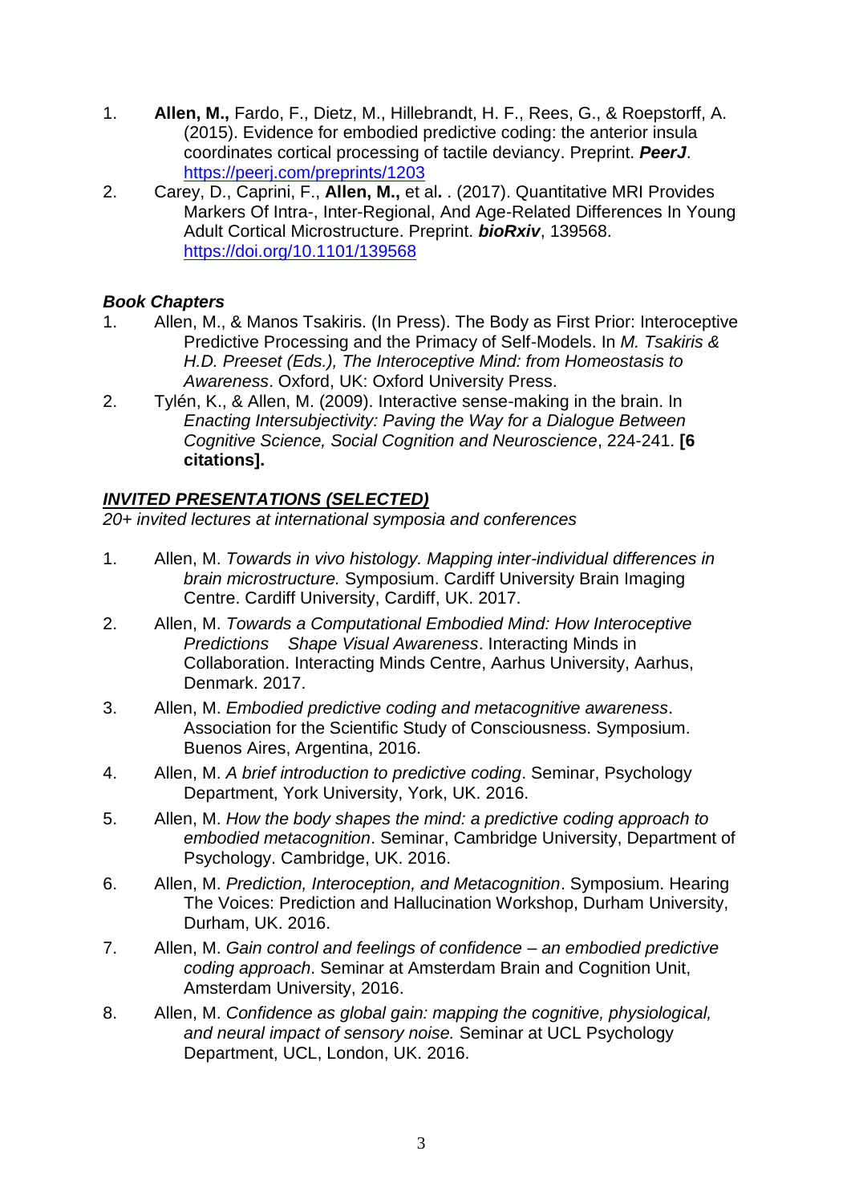1. **Allen, M.,** Fardo, F., Dietz, M., Hillebrandt, H. F., Rees, G., & Roepstorff, A. (2015). Evidence for embodied predictive coding: the anterior insula coordinates cortical processing of tactile deviancy. Preprint. ***PeerJ***. https://peerj.com/preprints/1203
2. Carey, D., Caprini, F., **Allen, M.,** et al. . (2017). Quantitative MRI Provides Markers Of Intra-, Inter-Regional, And Age-Related Differences In Young Adult Cortical Microstructure. Preprint. ***bioRxiv***, 139568. https://doi.org/10.1101/139568

### *Book Chapters*

1. Allen, M., & Manos Tsakiris. (In Press). The Body as First Prior: Interoceptive Predictive Processing and the Primacy of Self-Models. In *M. Tsakiris & H.D. Preeset (Eds.), The Interoceptive Mind: from Homeostasis to Awareness*. Oxford, UK: Oxford University Press.
2. Tylén, K., & Allen, M. (2009). Interactive sense-making in the brain. In *Enacting Intersubjectivity: Paving the Way for a Dialogue Between Cognitive Science, Social Cognition and Neuroscience*, 224-241. **[6 citations].**

## ***INVITED PRESENTATIONS (SELECTED)***

*20+ invited lectures at international symposia and conferences*

1. Allen, M. *Towards in vivo histology. Mapping inter-individual differences in brain microstructure.* Symposium. Cardiff University Brain Imaging Centre. Cardiff University, Cardiff, UK. 2017.
2. Allen, M. *Towards a Computational Embodied Mind: How Interoceptive Predictions Shape Visual Awareness*. Interacting Minds in Collaboration. Interacting Minds Centre, Aarhus University, Aarhus, Denmark. 2017.
3. Allen, M. *Embodied predictive coding and metacognitive awareness*. Association for the Scientific Study of Consciousness. Symposium. Buenos Aires, Argentina, 2016.
4. Allen, M. *A brief introduction to predictive coding*. Seminar, Psychology Department, York University, York, UK. 2016.
5. Allen, M. *How the body shapes the mind: a predictive coding approach to embodied metacognition*. Seminar, Cambridge University, Department of Psychology. Cambridge, UK. 2016.
6. Allen, M. *Prediction, Interoception, and Metacognition*. Symposium. Hearing The Voices: Prediction and Hallucination Workshop, Durham University, Durham, UK. 2016.
7. Allen, M. *Gain control and feelings of confidence – an embodied predictive coding approach*. Seminar at Amsterdam Brain and Cognition Unit, Amsterdam University, 2016.
8. Allen, M. *Confidence as global gain: mapping the cognitive, physiological, and neural impact of sensory noise.* Seminar at UCL Psychology Department, UCL, London, UK. 2016.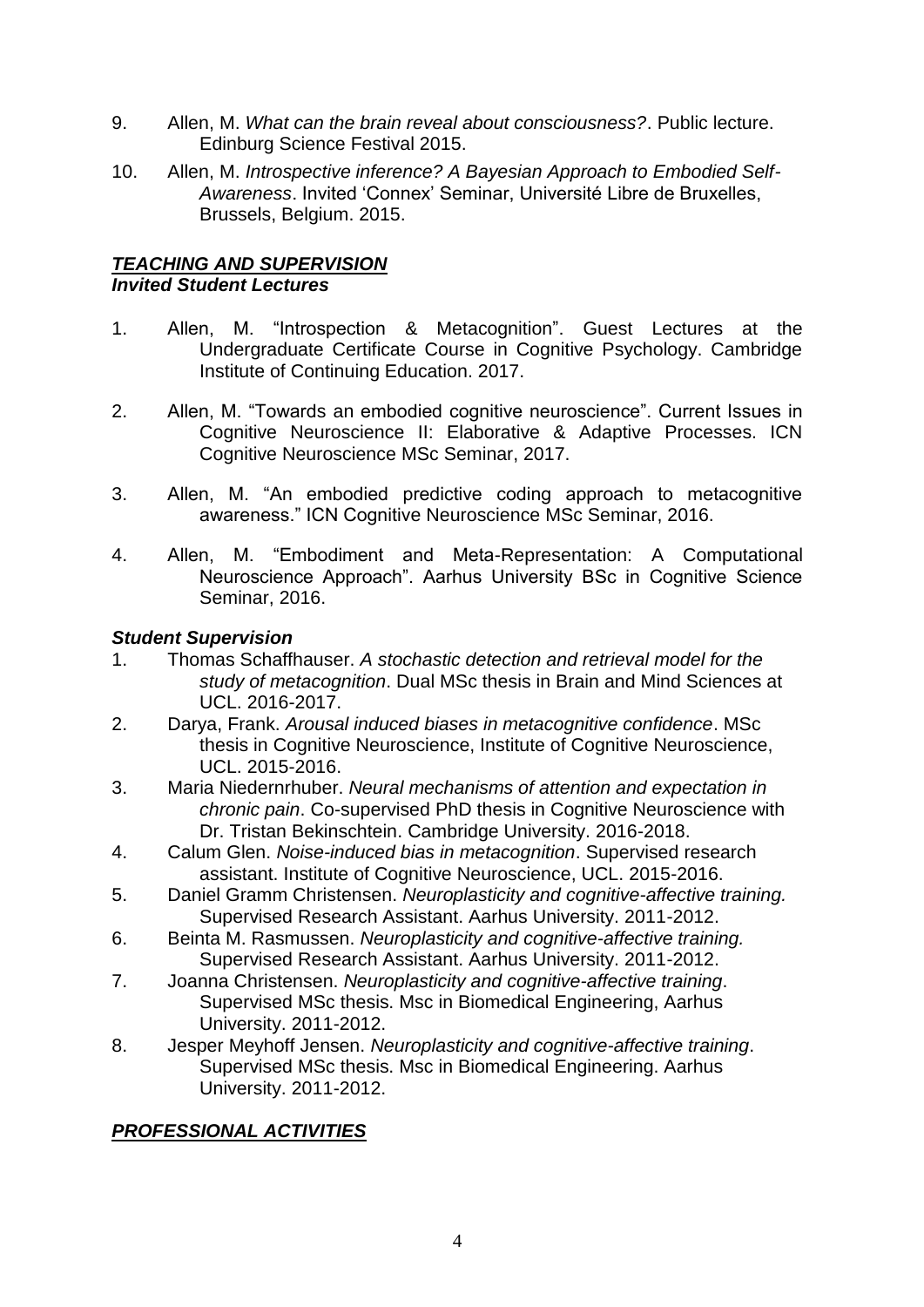9. Allen, M. *What can the brain reveal about consciousness?*. Public lecture. Edinburg Science Festival 2015.
10. Allen, M. *Introspective inference? A Bayesian Approach to Embodied Self-Awareness*. Invited 'Connex' Seminar, Université Libre de Bruxelles, Brussels, Belgium. 2015.

## ***TEACHING AND SUPERVISION***

### ***Invited Student Lectures***

1. Allen, M. "Introspection & Metacognition". Guest Lectures at the Undergraduate Certificate Course in Cognitive Psychology. Cambridge Institute of Continuing Education. 2017.
2. Allen, M. "Towards an embodied cognitive neuroscience". Current Issues in Cognitive Neuroscience II: Elaborative & Adaptive Processes. ICN Cognitive Neuroscience MSc Seminar, 2017.
3. Allen, M. "An embodied predictive coding approach to metacognitive awareness." ICN Cognitive Neuroscience MSc Seminar, 2016.
4. Allen, M. "Embodiment and Meta-Representation: A Computational Neuroscience Approach". Aarhus University BSc in Cognitive Science Seminar, 2016.

### ***Student Supervision***

1. Thomas Schaffhauser. *A stochastic detection and retrieval model for the study of metacognition*. Dual MSc thesis in Brain and Mind Sciences at UCL. 2016-2017.
2. Darya, Frank. *Arousal induced biases in metacognitive confidence*. MSc thesis in Cognitive Neuroscience, Institute of Cognitive Neuroscience, UCL. 2015-2016.
3. Maria Niedernrhuber. *Neural mechanisms of attention and expectation in chronic pain*. Co-supervised PhD thesis in Cognitive Neuroscience with Dr. Tristan Bekinschtein. Cambridge University. 2016-2018.
4. Calum Glen. *Noise-induced bias in metacognition*. Supervised research assistant. Institute of Cognitive Neuroscience, UCL. 2015-2016.
5. Daniel Gramm Christensen. *Neuroplasticity and cognitive-affective training.* Supervised Research Assistant. Aarhus University. 2011-2012.
6. Beinta M. Rasmussen. *Neuroplasticity and cognitive-affective training.* Supervised Research Assistant. Aarhus University. 2011-2012.
7. Joanna Christensen. *Neuroplasticity and cognitive-affective training*. Supervised MSc thesis. Msc in Biomedical Engineering, Aarhus University. 2011-2012.
8. Jesper Meyhoff Jensen. *Neuroplasticity and cognitive-affective training*. Supervised MSc thesis. Msc in Biomedical Engineering. Aarhus University. 2011-2012.

## ***PROFESSIONAL ACTIVITIES***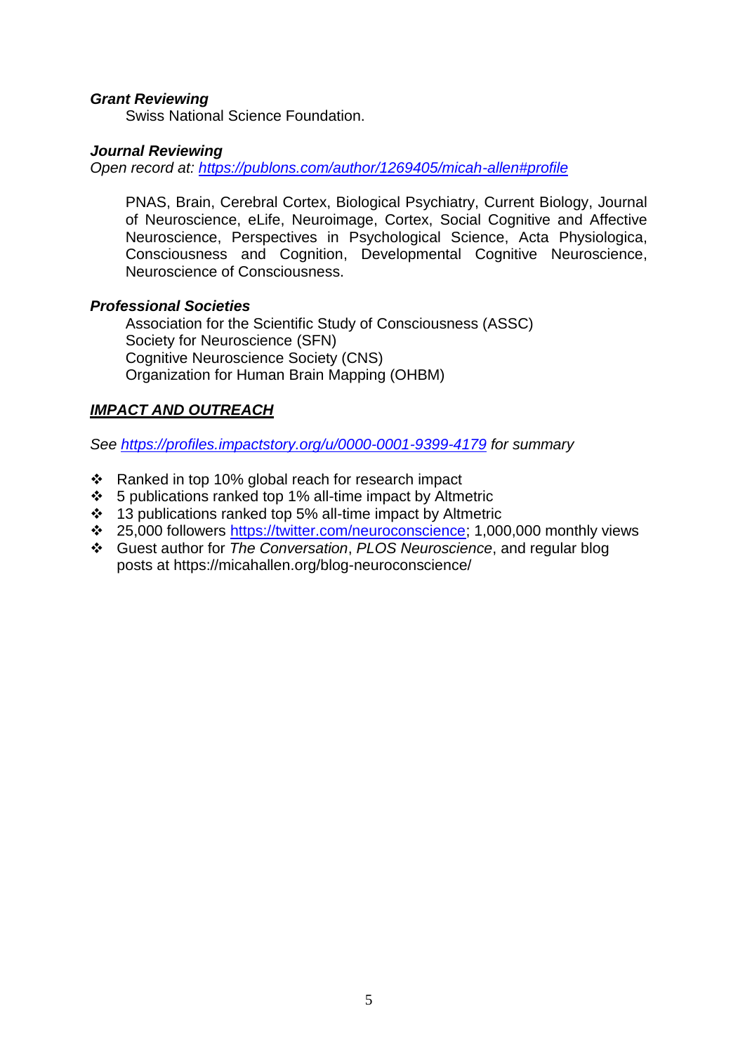***Grant Reviewing***

Swiss National Science Foundation.

***Journal Reviewing***

*Open record at: [https://publons.com/author/1269405/micah-allen#profile](https://publons.com/author/1269405/micah-allen#profile)*

PNAS, Brain, Cerebral Cortex, Biological Psychiatry, Current Biology, Journal of Neuroscience, eLife, Neuroimage, Cortex, Social Cognitive and Affective Neuroscience, Perspectives in Psychological Science, Acta Physiologica, Consciousness and Cognition, Developmental Cognitive Neuroscience, Neuroscience of Consciousness.

***Professional Societies***

Association for the Scientific Study of Consciousness (ASSC)
Society for Neuroscience (SFN)
Cognitive Neuroscience Society (CNS)
Organization for Human Brain Mapping (OHBM)

## ***IMPACT AND OUTREACH***

*See [https://profiles.impactstory.org/u/0000-0001-9399-4179](https://profiles.impactstory.org/u/0000-0001-9399-4179) for summary*

- Ranked in top 10% global reach for research impact
- 5 publications ranked top 1% all-time impact by Altmetric
- 13 publications ranked top 5% all-time impact by Altmetric
- 25,000 followers [https://twitter.com/neuroconscience](https://twitter.com/neuroconscience); 1,000,000 monthly views
- Guest author for *The Conversation*, *PLOS Neuroscience*, and regular blog posts at https://micahallen.org/blog-neuroconscience/